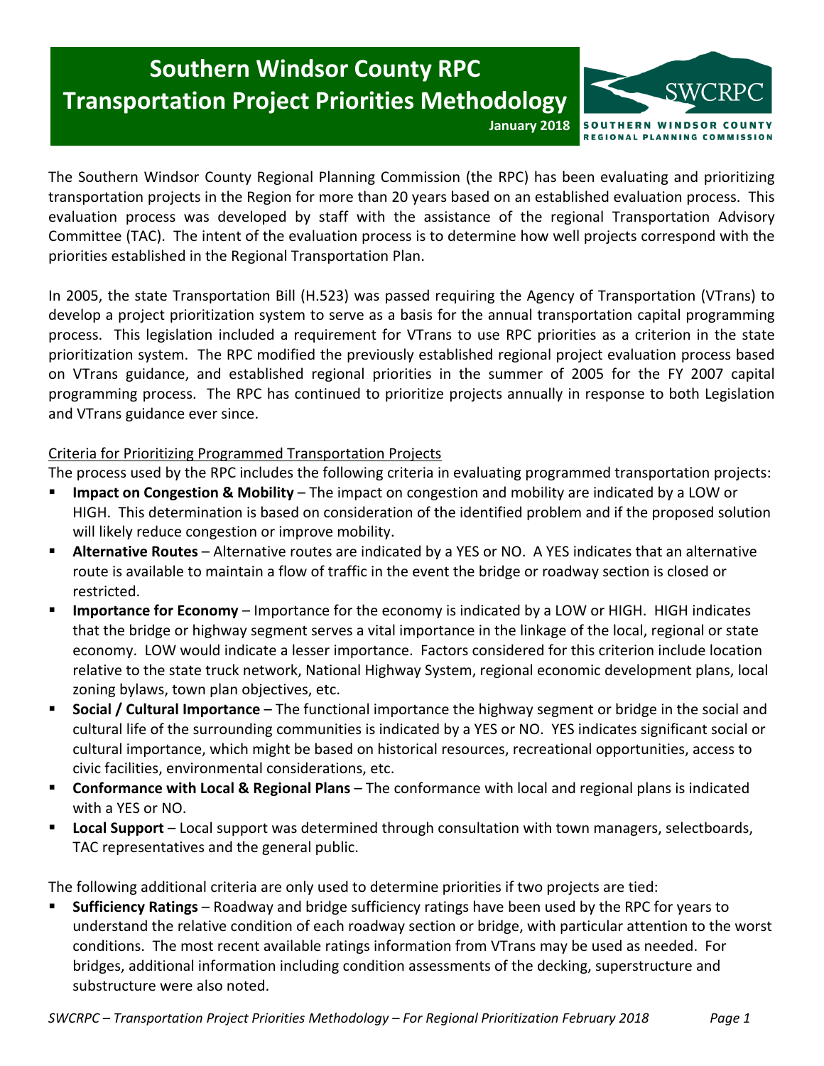# Southern Windsor County RPC Transportation Project Priorities Methodology

**January 2018**

SWCRPC
SOUTHERN WINDSOR COUNTY REGIONAL PLANNING COMMISSION

The Southern Windsor County Regional Planning Commission (the RPC) has been evaluating and prioritizing transportation projects in the Region for more than 20 years based on an established evaluation process. This evaluation process was developed by staff with the assistance of the regional Transportation Advisory Committee (TAC). The intent of the evaluation process is to determine how well projects correspond with the priorities established in the Regional Transportation Plan.

In 2005, the state Transportation Bill (H.523) was passed requiring the Agency of Transportation (VTrans) to develop a project prioritization system to serve as a basis for the annual transportation capital programming process. This legislation included a requirement for VTrans to use RPC priorities as a criterion in the state prioritization system. The RPC modified the previously established regional project evaluation process based on VTrans guidance, and established regional priorities in the summer of 2005 for the FY 2007 capital programming process. The RPC has continued to prioritize projects annually in response to both Legislation and VTrans guidance ever since.

## Criteria for Prioritizing Programmed Transportation Projects

The process used by the RPC includes the following criteria in evaluating programmed transportation projects:

- **Impact on Congestion & Mobility** – The impact on congestion and mobility are indicated by a LOW or HIGH. This determination is based on consideration of the identified problem and if the proposed solution will likely reduce congestion or improve mobility.
- **Alternative Routes** – Alternative routes are indicated by a YES or NO. A YES indicates that an alternative route is available to maintain a flow of traffic in the event the bridge or roadway section is closed or restricted.
- **Importance for Economy** – Importance for the economy is indicated by a LOW or HIGH. HIGH indicates that the bridge or highway segment serves a vital importance in the linkage of the local, regional or state economy. LOW would indicate a lesser importance. Factors considered for this criterion include location relative to the state truck network, National Highway System, regional economic development plans, local zoning bylaws, town plan objectives, etc.
- **Social / Cultural Importance** – The functional importance the highway segment or bridge in the social and cultural life of the surrounding communities is indicated by a YES or NO. YES indicates significant social or cultural importance, which might be based on historical resources, recreational opportunities, access to civic facilities, environmental considerations, etc.
- **Conformance with Local & Regional Plans** – The conformance with local and regional plans is indicated with a YES or NO.
- **Local Support** – Local support was determined through consultation with town managers, selectboards, TAC representatives and the general public.

The following additional criteria are only used to determine priorities if two projects are tied:

- **Sufficiency Ratings** – Roadway and bridge sufficiency ratings have been used by the RPC for years to understand the relative condition of each roadway section or bridge, with particular attention to the worst conditions. The most recent available ratings information from VTrans may be used as needed. For bridges, additional information including condition assessments of the decking, superstructure and substructure were also noted.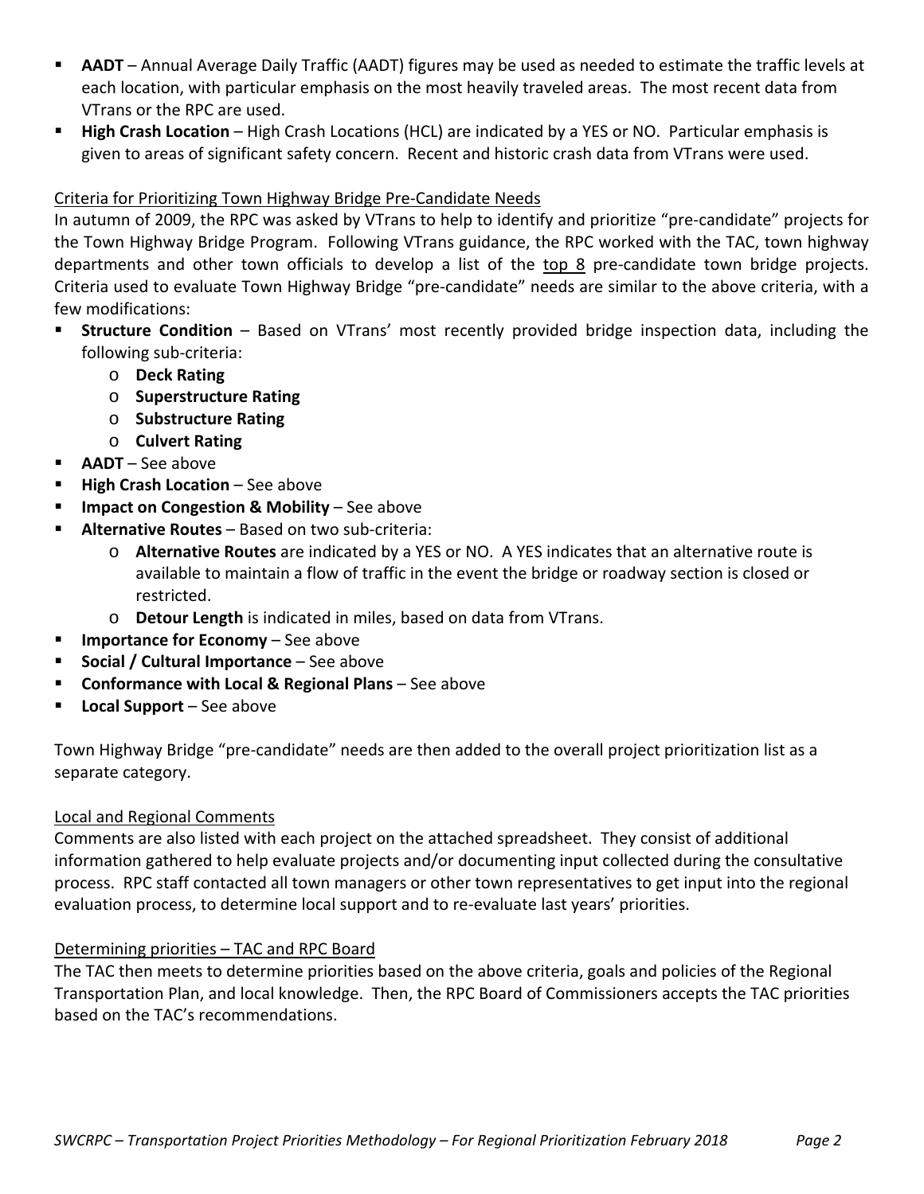- **AADT** – Annual Average Daily Traffic (AADT) figures may be used as needed to estimate the traffic levels at each location, with particular emphasis on the most heavily traveled areas. The most recent data from VTrans or the RPC are used.
- **High Crash Location** – High Crash Locations (HCL) are indicated by a YES or NO. Particular emphasis is given to areas of significant safety concern. Recent and historic crash data from VTrans were used.

Criteria for Prioritizing Town Highway Bridge Pre-Candidate Needs

In autumn of 2009, the RPC was asked by VTrans to help to identify and prioritize "pre-candidate" projects for the Town Highway Bridge Program. Following VTrans guidance, the RPC worked with the TAC, town highway departments and other town officials to develop a list of the top 8 pre-candidate town bridge projects. Criteria used to evaluate Town Highway Bridge "pre-candidate" needs are similar to the above criteria, with a few modifications:

- **Structure Condition** – Based on VTrans' most recently provided bridge inspection data, including the following sub-criteria:
  - **Deck Rating**
  - **Superstructure Rating**
  - **Substructure Rating**
  - **Culvert Rating**
- **AADT** – See above
- **High Crash Location** – See above
- **Impact on Congestion & Mobility** – See above
- **Alternative Routes** – Based on two sub-criteria:
  - **Alternative Routes** are indicated by a YES or NO. A YES indicates that an alternative route is available to maintain a flow of traffic in the event the bridge or roadway section is closed or restricted.
  - **Detour Length** is indicated in miles, based on data from VTrans.
- **Importance for Economy** – See above
- **Social / Cultural Importance** – See above
- **Conformance with Local & Regional Plans** – See above
- **Local Support** – See above

Town Highway Bridge "pre-candidate" needs are then added to the overall project prioritization list as a separate category.

Local and Regional Comments

Comments are also listed with each project on the attached spreadsheet. They consist of additional information gathered to help evaluate projects and/or documenting input collected during the consultative process. RPC staff contacted all town managers or other town representatives to get input into the regional evaluation process, to determine local support and to re-evaluate last years' priorities.

Determining priorities – TAC and RPC Board

The TAC then meets to determine priorities based on the above criteria, goals and policies of the Regional Transportation Plan, and local knowledge. Then, the RPC Board of Commissioners accepts the TAC priorities based on the TAC's recommendations.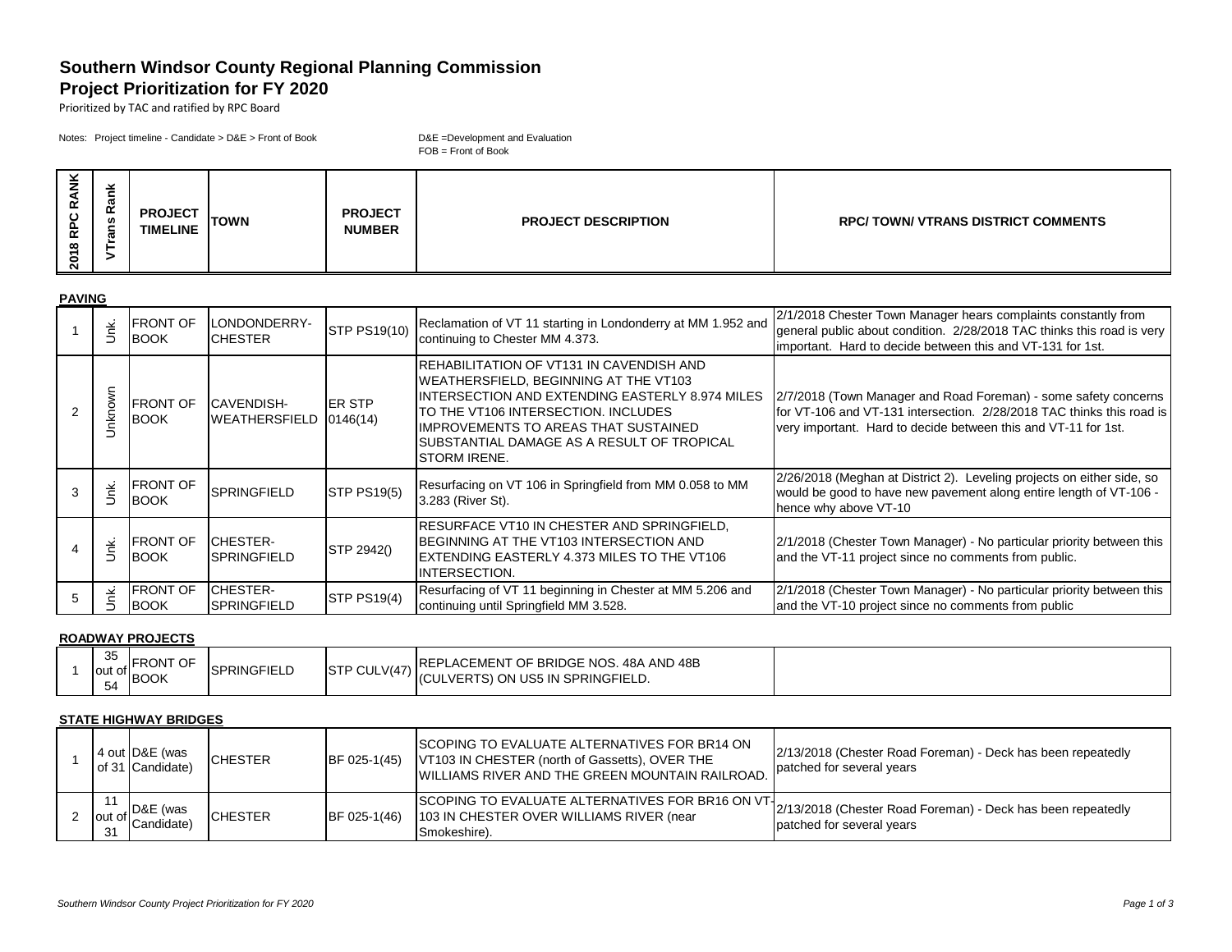## Southern Windsor County Regional Planning Commission
## Project Prioritization for FY 2020

Prioritized by TAC and ratified by RPC Board

Notes: Project timeline - Candidate > D&E > Front of Book

D&E =Development and Evaluation
FOB = Front of Book

| 2018 RPC RANK | VTrans Rank | PROJECT TIMELINE | TOWN | PROJECT NUMBER | PROJECT DESCRIPTION | RPC/ TOWN/ VTRANS DISTRICT COMMENTS |
|---|---|---|---|---|---|---|
| **PAVING** | | | | | | |
| 1 | Unk. | FRONT OF BOOK | LONDONDERRY-CHESTER | STP PS19(10) | Reclamation of VT 11 starting in Londonderry at MM 1.952 and continuing to Chester MM 4.373. | 2/1/2018 Chester Town Manager hears complaints constantly from general public about condition. 2/28/2018 TAC thinks this road is very important. Hard to decide between this and VT-131 for 1st. |
| 2 | Unknown | FRONT OF BOOK | CAVENDISH-WEATHERSFIELD | ER STP 0146(14) | REHABILITATION OF VT131 IN CAVENDISH AND WEATHERSFIELD, BEGINNING AT THE VT103 INTERSECTION AND EXTENDING EASTERLY 8.974 MILES TO THE VT106 INTERSECTION. INCLUDES IMPROVEMENTS TO AREAS THAT SUSTAINED SUBSTANTIAL DAMAGE AS A RESULT OF TROPICAL STORM IRENE. | 2/7/2018 (Town Manager and Road Foreman) - some safety concerns for VT-106 and VT-131 intersection. 2/28/2018 TAC thinks this road is very important. Hard to decide between this and VT-11 for 1st. |
| 3 | Unk. | FRONT OF BOOK | SPRINGFIELD | STP PS19(5) | Resurfacing on VT 106 in Springfield from MM 0.058 to MM 3.283 (River St). | 2/26/2018 (Meghan at District 2). Leveling projects on either side, so would be good to have new pavement along entire length of VT-106 - hence why above VT-10 |
| 4 | Unk. | FRONT OF BOOK | CHESTER-SPRINGFIELD | STP 2942() | RESURFACE VT10 IN CHESTER AND SPRINGFIELD, BEGINNING AT THE VT103 INTERSECTION AND EXTENDING EASTERLY 4.373 MILES TO THE VT106 INTERSECTION. | 2/1/2018 (Chester Town Manager) - No particular priority between this and the VT-11 project since no comments from public. |
| 5 | Unk. | FRONT OF BOOK | CHESTER-SPRINGFIELD | STP PS19(4) | Resurfacing of VT 11 beginning in Chester at MM 5.206 and continuing until Springfield MM 3.528. | 2/1/2018 (Chester Town Manager) - No particular priority between this and the VT-10 project since no comments from public |
| **ROADWAY PROJECTS** | | | | | | |
| 1 | 35 out of 54 | FRONT OF BOOK | SPRINGFIELD | STP CULV(47) | REPLACEMENT OF BRIDGE NOS. 48A AND 48B (CULVERTS) ON US5 IN SPRINGFIELD. | |
| **STATE HIGHWAY BRIDGES** | | | | | | |
| 1 | 4 out of 31 | D&E (was Candidate) | CHESTER | BF 025-1(45) | SCOPING TO EVALUATE ALTERNATIVES FOR BR14 ON VT103 IN CHESTER (north of Gassetts), OVER THE WILLIAMS RIVER AND THE GREEN MOUNTAIN RAILROAD. | 2/13/2018 (Chester Road Foreman) - Deck has been repeatedly patched for several years |
| 2 | 11 out of 31 | D&E (was Candidate) | CHESTER | BF 025-1(46) | SCOPING TO EVALUATE ALTERNATIVES FOR BR16 ON VT-103 IN CHESTER OVER WILLIAMS RIVER (near Smokeshire). | 2/13/2018 (Chester Road Foreman) - Deck has been repeatedly patched for several years |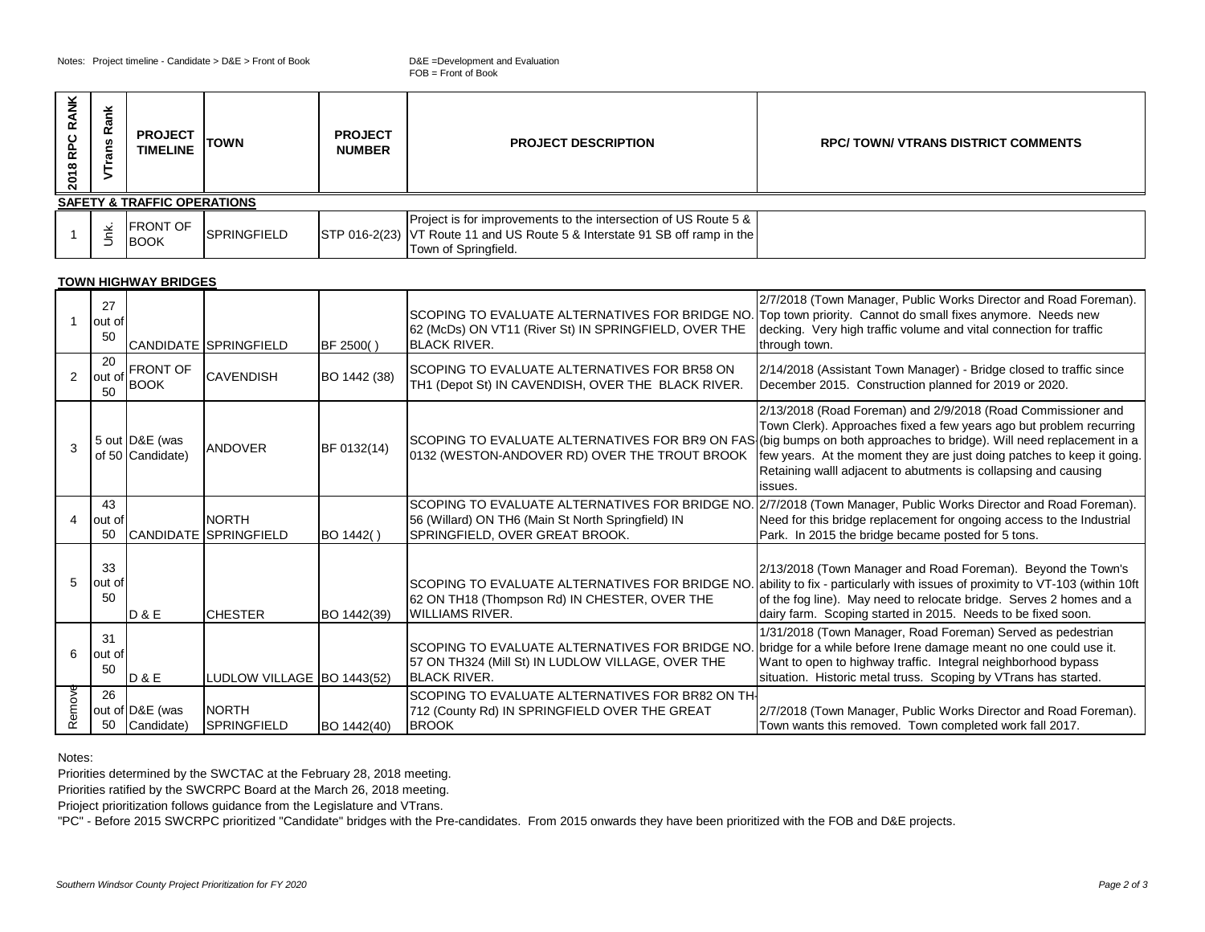Notes: Project timeline - Candidate > D&E > Front of Book

D&E =Development and Evaluation
FOB = Front of Book

| 2018 RPC RANK | VTrans Rank | PROJECT TIMELINE | TOWN | PROJECT NUMBER | PROJECT DESCRIPTION | RPC/ TOWN/ VTRANS DISTRICT COMMENTS |
|---|---|---|---|---|---|---|
| **SAFETY & TRAFFIC OPERATIONS** | | | | | | |
| 1 | Unk. | FRONT OF BOOK | SPRINGFIELD | STP 016-2(23) | Project is for improvements to the intersection of US Route 5 & VT Route 11 and US Route 5 & Interstate 91 SB off ramp in the Town of Springfield. | |

**TOWN HIGHWAY BRIDGES**

| 2018 RPC RANK | VTrans Rank | PROJECT TIMELINE | TOWN | PROJECT NUMBER | PROJECT DESCRIPTION | RPC/ TOWN/ VTRANS DISTRICT COMMENTS |
|---|---|---|---|---|---|---|
| 1 | 27 out of 50 | CANDIDATE | SPRINGFIELD | BF 2500( ) | SCOPING TO EVALUATE ALTERNATIVES FOR BRIDGE NO. 62 (McDs) ON VT11 (River St) IN SPRINGFIELD, OVER THE BLACK RIVER. | 2/7/2018 (Town Manager, Public Works Director and Road Foreman). Top town priority. Cannot do small fixes anymore. Needs new decking. Very high traffic volume and vital connection for traffic through town. |
| 2 | 20 out of 50 | FRONT OF BOOK | CAVENDISH | BO 1442 (38) | SCOPING TO EVALUATE ALTERNATIVES FOR BR58 ON TH1 (Depot St) IN CAVENDISH, OVER THE BLACK RIVER. | 2/14/2018 (Assistant Town Manager) - Bridge closed to traffic since December 2015. Construction planned for 2019 or 2020. |
| 3 | 5 out of 50 | D&E (was Candidate) | ANDOVER | BF 0132(14) | SCOPING TO EVALUATE ALTERNATIVES FOR BR9 ON FAS 0132 (WESTON-ANDOVER RD) OVER THE TROUT BROOK | 2/13/2018 (Road Foreman) and 2/9/2018 (Road Commissioner and Town Clerk). Approaches fixed a few years ago but problem recurring (big bumps on both approaches to bridge). Will need replacement in a few years. At the moment they are just doing patches to keep it going. Retaining walll adjacent to abutments is collapsing and causing issues. |
| 4 | 43 out of 50 | CANDIDATE | NORTH SPRINGFIELD | BO 1442( ) | SCOPING TO EVALUATE ALTERNATIVES FOR BRIDGE NO. 56 (Willard) ON TH6 (Main St North Springfield) IN SPRINGFIELD, OVER GREAT BROOK. | 2/7/2018 (Town Manager, Public Works Director and Road Foreman). Need for this bridge replacement for ongoing access to the Industrial Park. In 2015 the bridge became posted for 5 tons. |
| 5 | 33 out of 50 | D & E | CHESTER | BO 1442(39) | SCOPING TO EVALUATE ALTERNATIVES FOR BRIDGE NO. 62 ON TH18 (Thompson Rd) IN CHESTER, OVER THE WILLIAMS RIVER. | 2/13/2018 (Town Manager and Road Foreman). Beyond the Town's ability to fix - particularly with issues of proximity to VT-103 (within 10ft of the fog line). May need to relocate bridge. Serves 2 homes and a dairy farm. Scoping started in 2015. Needs to be fixed soon. |
| 6 | 31 out of 50 | D & E | LUDLOW VILLAGE | BO 1443(52) | SCOPING TO EVALUATE ALTERNATIVES FOR BRIDGE NO. 57 ON TH324 (Mill St) IN LUDLOW VILLAGE, OVER THE BLACK RIVER. | 1/31/2018 (Town Manager, Road Foreman) Served as pedestrian bridge for a while before Irene damage meant no one could use it. Want to open to highway traffic. Integral neighborhood bypass situation. Historic metal truss. Scoping by VTrans has started. |
| Remove | 26 out of 50 | D&E (was Candidate) | NORTH SPRINGFIELD | BO 1442(40) | SCOPING TO EVALUATE ALTERNATIVES FOR BR82 ON TH-712 (County Rd) IN SPRINGFIELD OVER THE GREAT BROOK | 2/7/2018 (Town Manager, Public Works Director and Road Foreman). Town wants this removed. Town completed work fall 2017. |

Notes:

Priorities determined by the SWCTAC at the February 28, 2018 meeting.

Priorities ratified by the SWCRPC Board at the March 26, 2018 meeting.

Prioject prioritization follows guidance from the Legislature and VTrans.

"PC" - Before 2015 SWCRPC prioritized "Candidate" bridges with the Pre-candidates. From 2015 onwards they have been prioritized with the FOB and D&E projects.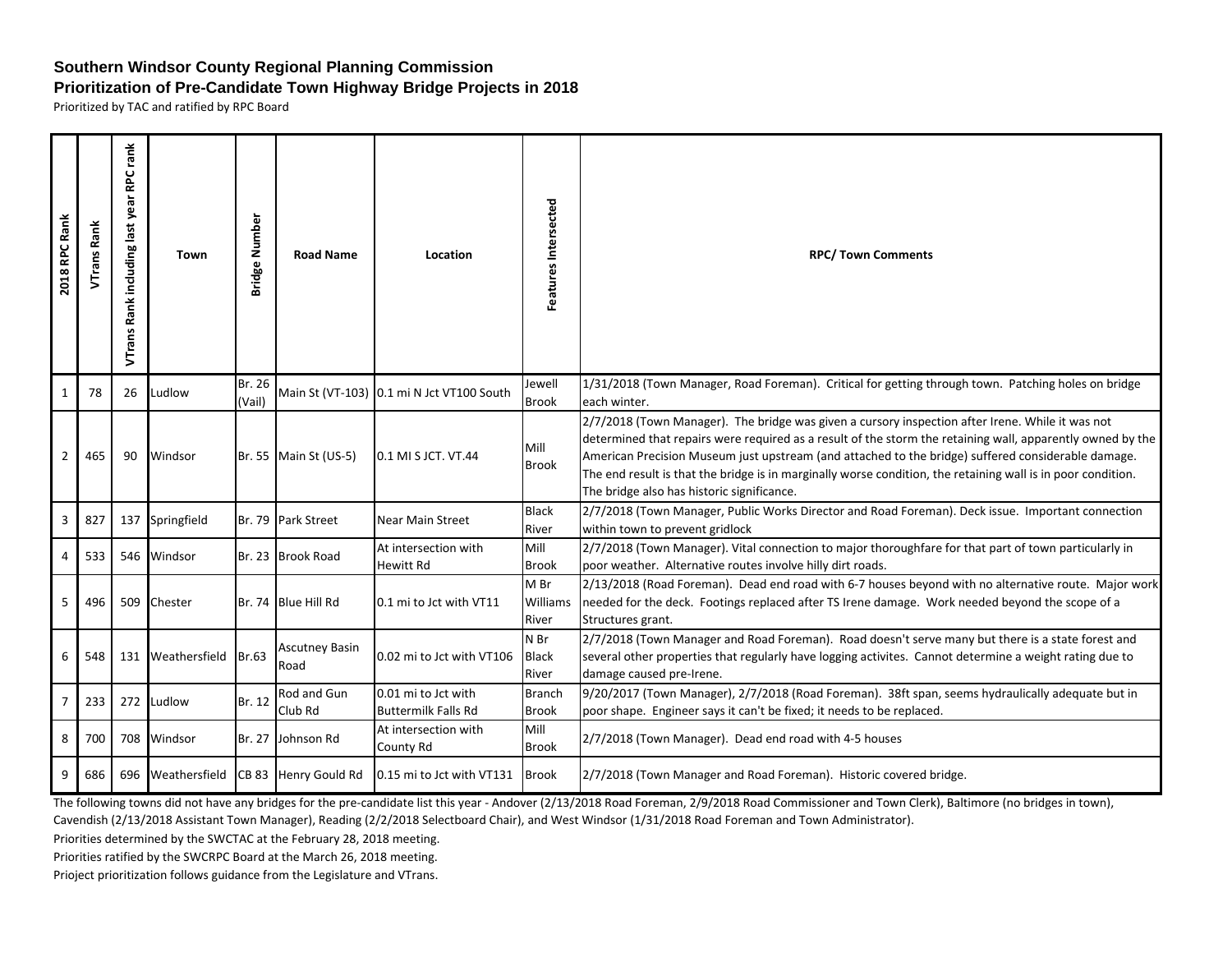**Southern Windsor County Regional Planning Commission**
**Prioritization of Pre-Candidate Town Highway Bridge Projects in 2018**

Prioritized by TAC and ratified by RPC Board

| 2018 RPC Rank | VTrans Rank | VTrans Rank including last year RPC rank | Town | Bridge Number | Road Name | Location | Features Intersected | RPC/ Town Comments |
|---|---|---|---|---|---|---|---|---|
| 1 | 78 | 26 | Ludlow | Br. 26 (Vail) | Main St (VT-103) | 0.1 mi N Jct VT100 South | Jewell Brook | 1/31/2018 (Town Manager, Road Foreman). Critical for getting through town. Patching holes on bridge each winter. |
| 2 | 465 | 90 | Windsor | Br. 55 | Main St (US-5) | 0.1 MI S JCT. VT.44 | Mill Brook | 2/7/2018 (Town Manager). The bridge was given a cursory inspection after Irene. While it was not determined that repairs were required as a result of the storm the retaining wall, apparently owned by the American Precision Museum just upstream (and attached to the bridge) suffered considerable damage. The end result is that the bridge is in marginally worse condition, the retaining wall is in poor condition. The bridge also has historic significance. |
| 3 | 827 | 137 | Springfield | Br. 79 | Park Street | Near Main Street | Black River | 2/7/2018 (Town Manager, Public Works Director and Road Foreman). Deck issue. Important connection within town to prevent gridlock |
| 4 | 533 | 546 | Windsor | Br. 23 | Brook Road | At intersection with Hewitt Rd | Mill Brook | 2/7/2018 (Town Manager). Vital connection to major thoroughfare for that part of town particularly in poor weather. Alternative routes involve hilly dirt roads. |
| 5 | 496 | 509 | Chester | Br. 74 | Blue Hill Rd | 0.1 mi to Jct with VT11 | M Br Williams River | 2/13/2018 (Road Foreman). Dead end road with 6-7 houses beyond with no alternative route. Major work needed for the deck. Footings replaced after TS Irene damage. Work needed beyond the scope of a Structures grant. |
| 6 | 548 | 131 | Weathersfield | Br.63 | Ascutney Basin Road | 0.02 mi to Jct with VT106 | N Br Black River | 2/7/2018 (Town Manager and Road Foreman). Road doesn't serve many but there is a state forest and several other properties that regularly have logging activites. Cannot determine a weight rating due to damage caused pre-Irene. |
| 7 | 233 | 272 | Ludlow | Br. 12 | Rod and Gun Club Rd | 0.01 mi to Jct with Buttermilk Falls Rd | Branch Brook | 9/20/2017 (Town Manager), 2/7/2018 (Road Foreman). 38ft span, seems hydraulically adequate but in poor shape. Engineer says it can't be fixed; it needs to be replaced. |
| 8 | 700 | 708 | Windsor | Br. 27 | Johnson Rd | At intersection with County Rd | Mill Brook | 2/7/2018 (Town Manager). Dead end road with 4-5 houses |
| 9 | 686 | 696 | Weathersfield | CB 83 | Henry Gould Rd | 0.15 mi to Jct with VT131 | Brook | 2/7/2018 (Town Manager and Road Foreman). Historic covered bridge. |

The following towns did not have any bridges for the pre-candidate list this year - Andover (2/13/2018 Road Foreman, 2/9/2018 Road Commissioner and Town Clerk), Baltimore (no bridges in town), Cavendish (2/13/2018 Assistant Town Manager), Reading (2/2/2018 Selectboard Chair), and West Windsor (1/31/2018 Road Foreman and Town Administrator).

Priorities determined by the SWCTAC at the February 28, 2018 meeting.

Priorities ratified by the SWCRPC Board at the March 26, 2018 meeting.

Prioject prioritization follows guidance from the Legislature and VTrans.